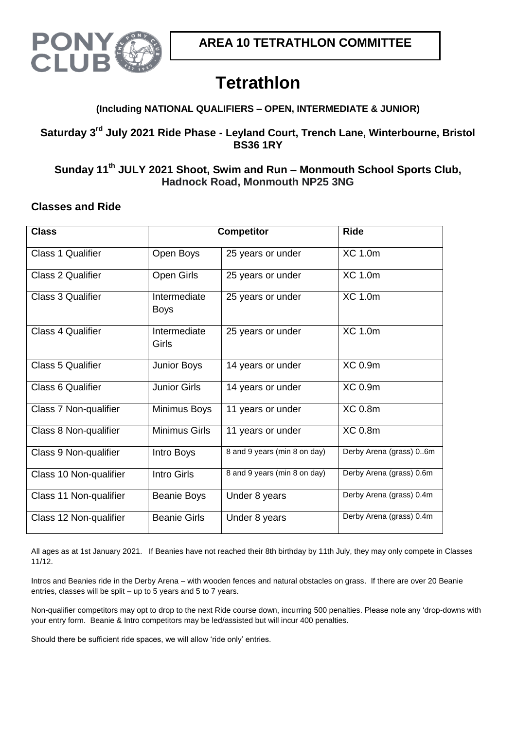**AREA 10 TETRATHLON COMMITTEE**

# Tetrathlon

**(Including NATIONAL QUALIFIERS – OPEN, INTERMEDIATE & JUNIOR)**

## Saturday 3rd July 2021 Ride Phase - Leyland Court, Trench Lane, Winterbourne, Bristol BS36 1RY

## Sunday 11th JULY 2021 Shoot, Swim and Run – Monmouth School Sports Club, Hadnock Road, Monmouth NP25 3NG

## Classes and Ride

| Class | Competitor | | Ride |
|---|---|---|---|
| Class 1 Qualifier | Open Boys | 25 years or under | XC 1.0m |
| Class 2 Qualifier | Open Girls | 25 years or under | XC 1.0m |
| Class 3 Qualifier | Intermediate Boys | 25 years or under | XC 1.0m |
| Class 4 Qualifier | Intermediate Girls | 25 years or under | XC 1.0m |
| Class 5 Qualifier | Junior Boys | 14 years or under | XC 0.9m |
| Class 6 Qualifier | Junior Girls | 14 years or under | XC 0.9m |
| Class 7 Non-qualifier | Minimus Boys | 11 years or under | XC 0.8m |
| Class 8 Non-qualifier | Minimus Girls | 11 years or under | XC 0.8m |
| Class 9 Non-qualifier | Intro Boys | 8 and 9 years (min 8 on day) | Derby Arena (grass) 0..6m |
| Class 10 Non-qualifier | Intro Girls | 8 and 9 years (min 8 on day) | Derby Arena (grass) 0.6m |
| Class 11 Non-qualifier | Beanie Boys | Under 8 years | Derby Arena (grass) 0.4m |
| Class 12 Non-qualifier | Beanie Girls | Under 8 years | Derby Arena (grass) 0.4m |

All ages as at 1st January 2021. If Beanies have not reached their 8th birthday by 11th July, they may only compete in Classes 11/12.

Intros and Beanies ride in the Derby Arena – with wooden fences and natural obstacles on grass. If there are over 20 Beanie entries, classes will be split – up to 5 years and 5 to 7 years.

Non-qualifier competitors may opt to drop to the next Ride course down, incurring 500 penalties. Please note any 'drop-downs with your entry form. Beanie & Intro competitors may be led/assisted but will incur 400 penalties.

Should there be sufficient ride spaces, we will allow 'ride only' entries.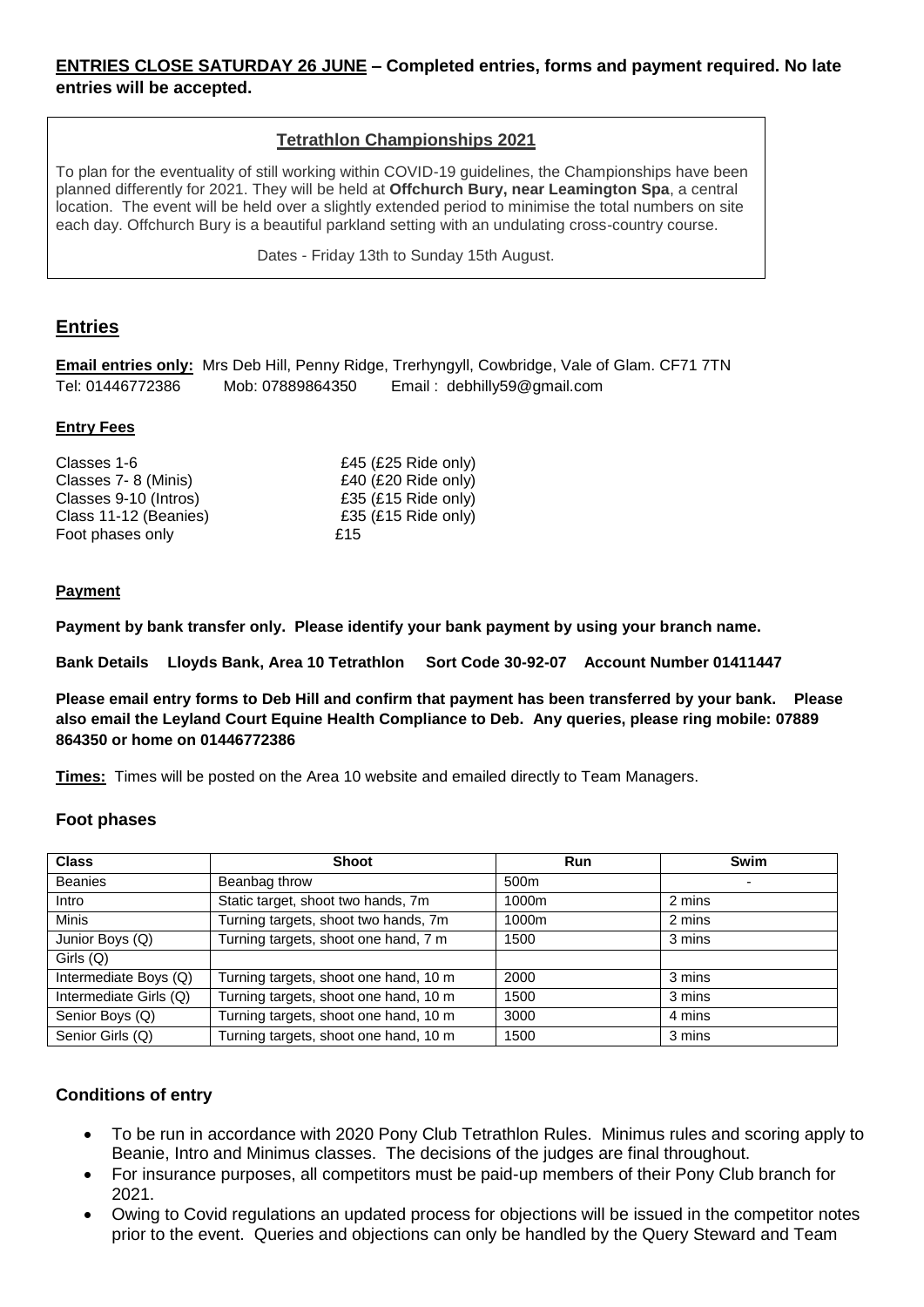**ENTRIES CLOSE SATURDAY 26 JUNE – Completed entries, forms and payment required. No late entries will be accepted.**

**Tetrathlon Championships 2021**

To plan for the eventuality of still working within COVID-19 guidelines, the Championships have been planned differently for 2021. They will be held at **Offchurch Bury, near Leamington Spa**, a central location. The event will be held over a slightly extended period to minimise the total numbers on site each day. Offchurch Bury is a beautiful parkland setting with an undulating cross-country course.

Dates - Friday 13th to Sunday 15th August.

## Entries

**Email entries only:** Mrs Deb Hill, Penny Ridge, Trerhyngyll, Cowbridge, Vale of Glam. CF71 7TN
Tel: 01446772386 Mob: 07889864350 Email : debhilly59@gmail.com

### Entry Fees

| | |
|---|---|
| Classes 1-6 | £45 (£25 Ride only) |
| Classes 7- 8 (Minis) | £40 (£20 Ride only) |
| Classes 9-10 (Intros) | £35 (£15 Ride only) |
| Class 11-12 (Beanies) | £35 (£15 Ride only) |
| Foot phases only | £15 |

### Payment

**Payment by bank transfer only. Please identify your bank payment by using your branch name.**

**Bank Details Lloyds Bank, Area 10 Tetrathlon Sort Code 30-92-07 Account Number 01411447**

**Please email entry forms to Deb Hill and confirm that payment has been transferred by your bank. Please also email the Leyland Court Equine Health Compliance to Deb. Any queries, please ring mobile: 07889 864350 or home on 01446772386**

**Times:** Times will be posted on the Area 10 website and emailed directly to Team Managers.

## Foot phases

| Class | Shoot | Run | Swim |
|---|---|---|---|
| Beanies | Beanbag throw | 500m | - |
| Intro | Static target, shoot two hands, 7m | 1000m | 2 mins |
| Minis | Turning targets, shoot two hands, 7m | 1000m | 2 mins |
| Junior Boys (Q) | Turning targets, shoot one hand, 7 m | 1500 | 3 mins |
| Girls (Q) | | | |
| Intermediate Boys (Q) | Turning targets, shoot one hand, 10 m | 2000 | 3 mins |
| Intermediate Girls (Q) | Turning targets, shoot one hand, 10 m | 1500 | 3 mins |
| Senior Boys (Q) | Turning targets, shoot one hand, 10 m | 3000 | 4 mins |
| Senior Girls (Q) | Turning targets, shoot one hand, 10 m | 1500 | 3 mins |

## Conditions of entry

- To be run in accordance with 2020 Pony Club Tetrathlon Rules. Minimus rules and scoring apply to Beanie, Intro and Minimus classes. The decisions of the judges are final throughout.
- For insurance purposes, all competitors must be paid-up members of their Pony Club branch for 2021.
- Owing to Covid regulations an updated process for objections will be issued in the competitor notes prior to the event. Queries and objections can only be handled by the Query Steward and Team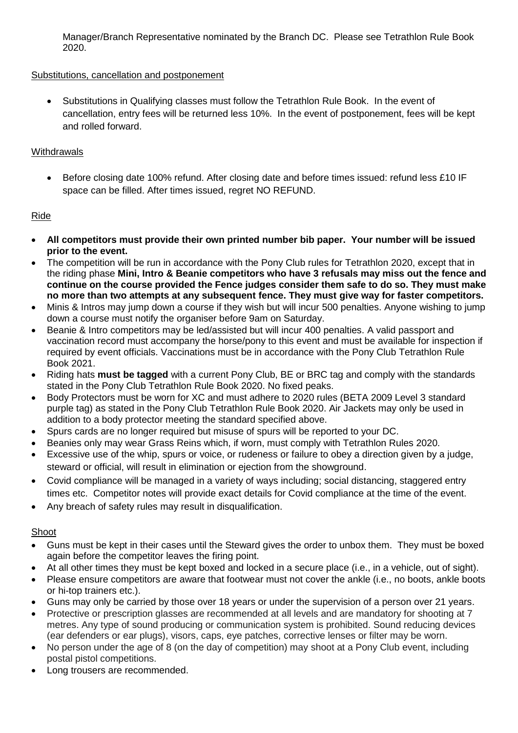Manager/Branch Representative nominated by the Branch DC. Please see Tetrathlon Rule Book 2020.

Substitutions, cancellation and postponement

- Substitutions in Qualifying classes must follow the Tetrathlon Rule Book. In the event of cancellation, entry fees will be returned less 10%. In the event of postponement, fees will be kept and rolled forward.

Withdrawals

- Before closing date 100% refund. After closing date and before times issued: refund less £10 IF space can be filled. After times issued, regret NO REFUND.

Ride

- **All competitors must provide their own printed number bib paper. Your number will be issued prior to the event.**
- The competition will be run in accordance with the Pony Club rules for Tetrathlon 2020, except that in the riding phase **Mini, Intro & Beanie competitors who have 3 refusals may miss out the fence and continue on the course provided the Fence judges consider them safe to do so. They must make no more than two attempts at any subsequent fence. They must give way for faster competitors.**
- Minis & Intros may jump down a course if they wish but will incur 500 penalties. Anyone wishing to jump down a course must notify the organiser before 9am on Saturday.
- Beanie & Intro competitors may be led/assisted but will incur 400 penalties. A valid passport and vaccination record must accompany the horse/pony to this event and must be available for inspection if required by event officials. Vaccinations must be in accordance with the Pony Club Tetrathlon Rule Book 2021.
- Riding hats **must be tagged** with a current Pony Club, BE or BRC tag and comply with the standards stated in the Pony Club Tetrathlon Rule Book 2020. No fixed peaks.
- Body Protectors must be worn for XC and must adhere to 2020 rules (BETA 2009 Level 3 standard purple tag) as stated in the Pony Club Tetrathlon Rule Book 2020. Air Jackets may only be used in addition to a body protector meeting the standard specified above.
- Spurs cards are no longer required but misuse of spurs will be reported to your DC.
- Beanies only may wear Grass Reins which, if worn, must comply with Tetrathlon Rules 2020.
- Excessive use of the whip, spurs or voice, or rudeness or failure to obey a direction given by a judge, steward or official, will result in elimination or ejection from the showground.
- Covid compliance will be managed in a variety of ways including; social distancing, staggered entry times etc. Competitor notes will provide exact details for Covid compliance at the time of the event.
- Any breach of safety rules may result in disqualification.

Shoot

- Guns must be kept in their cases until the Steward gives the order to unbox them. They must be boxed again before the competitor leaves the firing point.
- At all other times they must be kept boxed and locked in a secure place (i.e., in a vehicle, out of sight).
- Please ensure competitors are aware that footwear must not cover the ankle (i.e., no boots, ankle boots or hi-top trainers etc.).
- Guns may only be carried by those over 18 years or under the supervision of a person over 21 years.
- Protective or prescription glasses are recommended at all levels and are mandatory for shooting at 7 metres. Any type of sound producing or communication system is prohibited. Sound reducing devices (ear defenders or ear plugs), visors, caps, eye patches, corrective lenses or filter may be worn.
- No person under the age of 8 (on the day of competition) may shoot at a Pony Club event, including postal pistol competitions.
- Long trousers are recommended.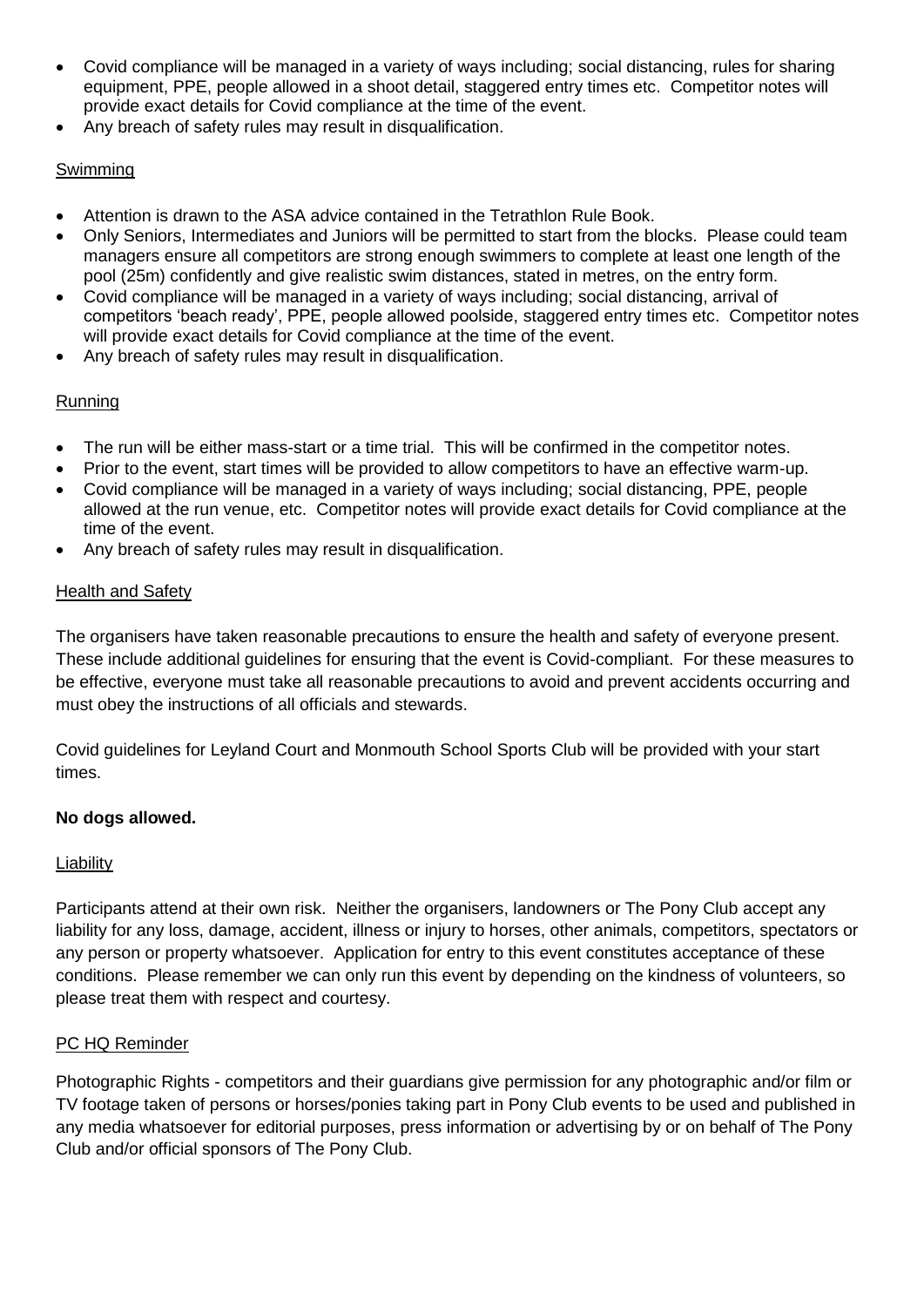- Covid compliance will be managed in a variety of ways including; social distancing, rules for sharing equipment, PPE, people allowed in a shoot detail, staggered entry times etc. Competitor notes will provide exact details for Covid compliance at the time of the event.
- Any breach of safety rules may result in disqualification.

### Swimming

- Attention is drawn to the ASA advice contained in the Tetrathlon Rule Book.
- Only Seniors, Intermediates and Juniors will be permitted to start from the blocks. Please could team managers ensure all competitors are strong enough swimmers to complete at least one length of the pool (25m) confidently and give realistic swim distances, stated in metres, on the entry form.
- Covid compliance will be managed in a variety of ways including; social distancing, arrival of competitors 'beach ready', PPE, people allowed poolside, staggered entry times etc. Competitor notes will provide exact details for Covid compliance at the time of the event.
- Any breach of safety rules may result in disqualification.

### Running

- The run will be either mass-start or a time trial. This will be confirmed in the competitor notes.
- Prior to the event, start times will be provided to allow competitors to have an effective warm-up.
- Covid compliance will be managed in a variety of ways including; social distancing, PPE, people allowed at the run venue, etc. Competitor notes will provide exact details for Covid compliance at the time of the event.
- Any breach of safety rules may result in disqualification.

### Health and Safety

The organisers have taken reasonable precautions to ensure the health and safety of everyone present. These include additional guidelines for ensuring that the event is Covid-compliant. For these measures to be effective, everyone must take all reasonable precautions to avoid and prevent accidents occurring and must obey the instructions of all officials and stewards.

Covid guidelines for Leyland Court and Monmouth School Sports Club will be provided with your start times.

**No dogs allowed.**

### Liability

Participants attend at their own risk. Neither the organisers, landowners or The Pony Club accept any liability for any loss, damage, accident, illness or injury to horses, other animals, competitors, spectators or any person or property whatsoever. Application for entry to this event constitutes acceptance of these conditions. Please remember we can only run this event by depending on the kindness of volunteers, so please treat them with respect and courtesy.

### PC HQ Reminder

Photographic Rights - competitors and their guardians give permission for any photographic and/or film or TV footage taken of persons or horses/ponies taking part in Pony Club events to be used and published in any media whatsoever for editorial purposes, press information or advertising by or on behalf of The Pony Club and/or official sponsors of The Pony Club.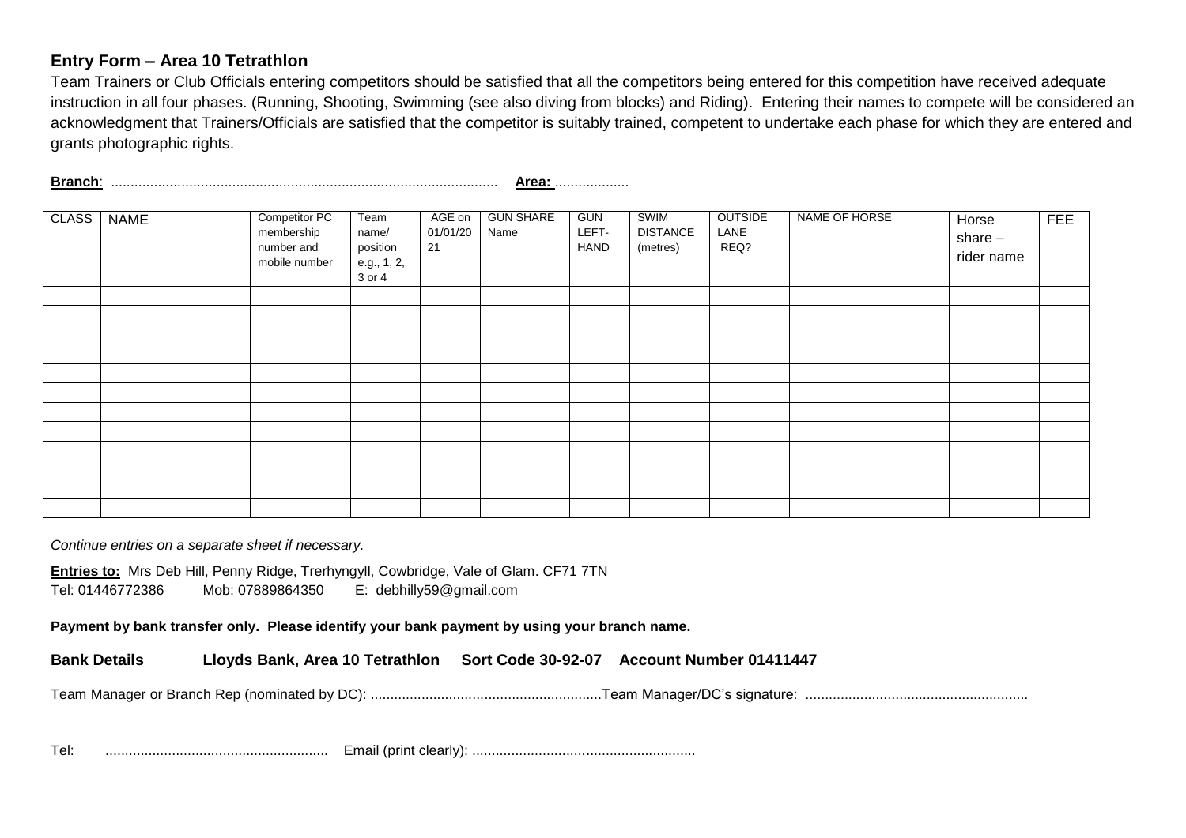## Entry Form – Area 10 Tetrathlon

Team Trainers or Club Officials entering competitors should be satisfied that all the competitors being entered for this competition have received adequate instruction in all four phases. (Running, Shooting, Swimming (see also diving from blocks) and Riding). Entering their names to compete will be considered an acknowledgment that Trainers/Officials are satisfied that the competitor is suitably trained, competent to undertake each phase for which they are entered and grants photographic rights.

**Branch**: ................................................................................................... **Area:** ...................

| CLASS | NAME | Competitor PC membership number and mobile number | Team name/ position e.g., 1, 2, 3 or 4 | AGE on 01/01/2021 | GUN SHARE Name | GUN LEFT-HAND | SWIM DISTANCE (metres) | OUTSIDE LANE REQ? | NAME OF HORSE | Horse share – rider name | FEE |
|---|---|---|---|---|---|---|---|---|---|---|---|
| | | | | | | | | | | | |
| | | | | | | | | | | | |
| | | | | | | | | | | | |
| | | | | | | | | | | | |
| | | | | | | | | | | | |
| | | | | | | | | | | | |
| | | | | | | | | | | | |
| | | | | | | | | | | | |
| | | | | | | | | | | | |
| | | | | | | | | | | | |
| | | | | | | | | | | | |
| | | | | | | | | | | | |

*Continue entries on a separate sheet if necessary.*

**Entries to:** Mrs Deb Hill, Penny Ridge, Trerhyngyll, Cowbridge, Vale of Glam. CF71 7TN
Tel: 01446772386 Mob: 07889864350 E: debhilly59@gmail.com

**Payment by bank transfer only. Please identify your bank payment by using your branch name.**

**Bank Details Lloyds Bank, Area 10 Tetrathlon Sort Code 30-92-07 Account Number 01411447**

Team Manager or Branch Rep (nominated by DC): ........................................................... Team Manager/DC's signature: .........................................................

Tel: ......................................................... Email (print clearly): .........................................................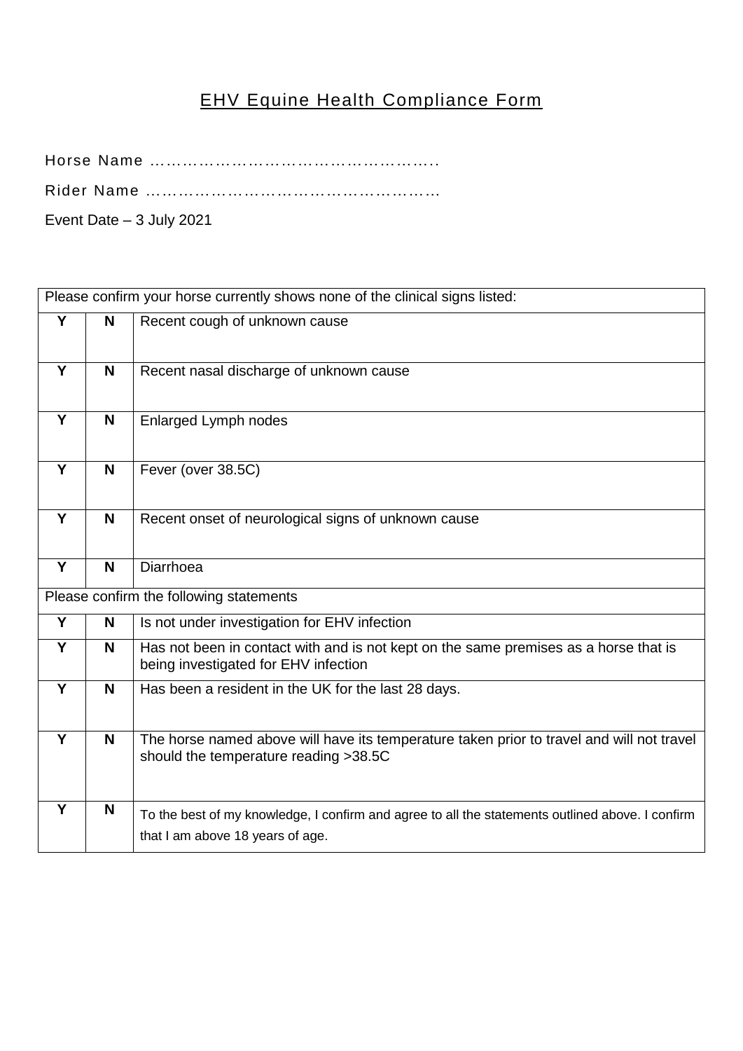# EHV Equine Health Compliance Form

Horse Name ………………………………………………..

Rider Name ………………………………………………

Event Date – 3 July 2021

| | | |
|---|---|---|
| Please confirm your horse currently shows none of the clinical signs listed: | | |
| **Y** | **N** | Recent cough of unknown cause |
| **Y** | **N** | Recent nasal discharge of unknown cause |
| **Y** | **N** | Enlarged Lymph nodes |
| **Y** | **N** | Fever (over 38.5C) |
| **Y** | **N** | Recent onset of neurological signs of unknown cause |
| **Y** | **N** | Diarrhoea |
| Please confirm the following statements | | |
| **Y** | **N** | Is not under investigation for EHV infection |
| **Y** | **N** | Has not been in contact with and is not kept on the same premises as a horse that is being investigated for EHV infection |
| **Y** | **N** | Has been a resident in the UK for the last 28 days. |
| **Y** | **N** | The horse named above will have its temperature taken prior to travel and will not travel should the temperature reading >38.5C |
| **Y** | **N** | To the best of my knowledge, I confirm and agree to all the statements outlined above. I confirm that I am above 18 years of age. |